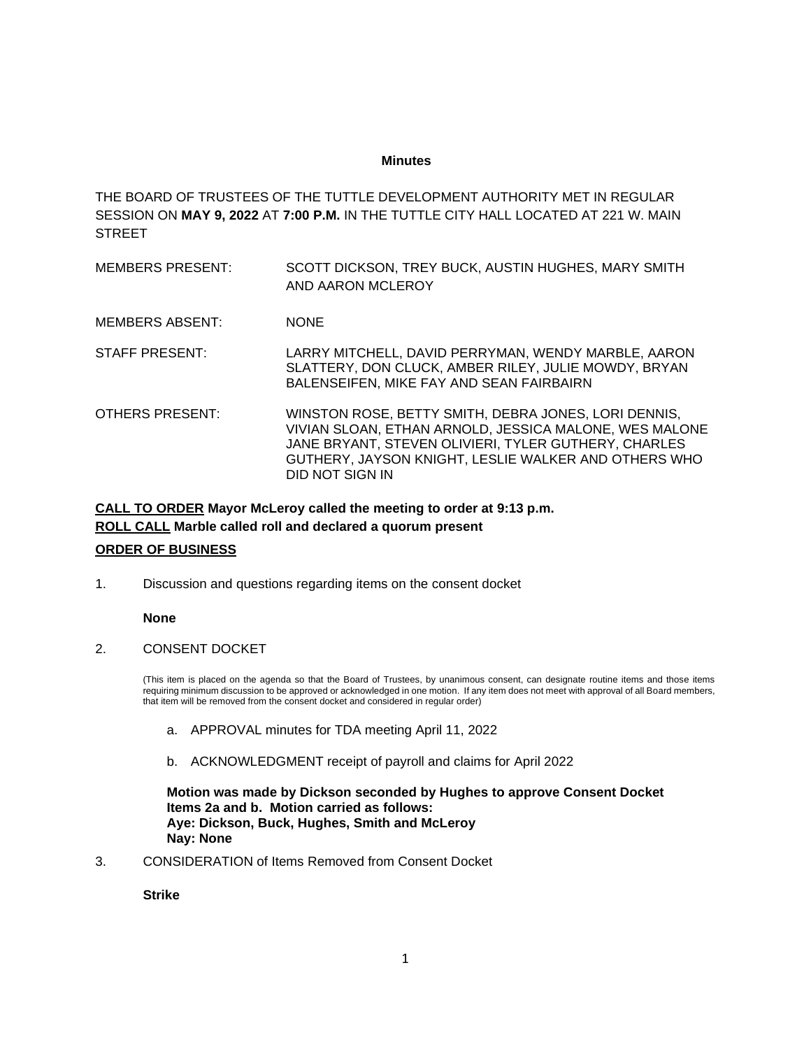**Minutes**

THE BOARD OF TRUSTEES OF THE TUTTLE DEVELOPMENT AUTHORITY MET IN REGULAR SESSION ON **MAY 9, 2022** AT **7:00 P.M.** IN THE TUTTLE CITY HALL LOCATED AT 221 W. MAIN STREET

| | |
|---|---|
| MEMBERS PRESENT: | SCOTT DICKSON, TREY BUCK, AUSTIN HUGHES, MARY SMITH AND AARON MCLEROY |
| MEMBERS ABSENT: | NONE |
| STAFF PRESENT: | LARRY MITCHELL, DAVID PERRYMAN, WENDY MARBLE, AARON SLATTERY, DON CLUCK, AMBER RILEY, JULIE MOWDY, BRYAN BALENSEIFEN, MIKE FAY AND SEAN FAIRBAIRN |
| OTHERS PRESENT: | WINSTON ROSE, BETTY SMITH, DEBRA JONES, LORI DENNIS, VIVIAN SLOAN, ETHAN ARNOLD, JESSICA MALONE, WES MALONE JANE BRYANT, STEVEN OLIVIERI, TYLER GUTHERY, CHARLES GUTHERY, JAYSON KNIGHT, LESLIE WALKER AND OTHERS WHO DID NOT SIGN IN |

**<u>CALL TO ORDER</u> Mayor McLeroy called the meeting to order at 9:13 p.m.**
**<u>ROLL CALL</u> Marble called roll and declared a quorum present**

**<u>ORDER OF BUSINESS</u>**

1. Discussion and questions regarding items on the consent docket

   **None**

2. CONSENT DOCKET

   (This item is placed on the agenda so that the Board of Trustees, by unanimous consent, can designate routine items and those items requiring minimum discussion to be approved or acknowledged in one motion. If any item does not meet with approval of all Board members, that item will be removed from the consent docket and considered in regular order)

   a. APPROVAL minutes for TDA meeting April 11, 2022

   b. ACKNOWLEDGMENT receipt of payroll and claims for April 2022

   **Motion was made by Dickson seconded by Hughes to approve Consent Docket Items 2a and b. Motion carried as follows:**
   **Aye: Dickson, Buck, Hughes, Smith and McLeroy**
   **Nay: None**

3. CONSIDERATION of Items Removed from Consent Docket

   **Strike**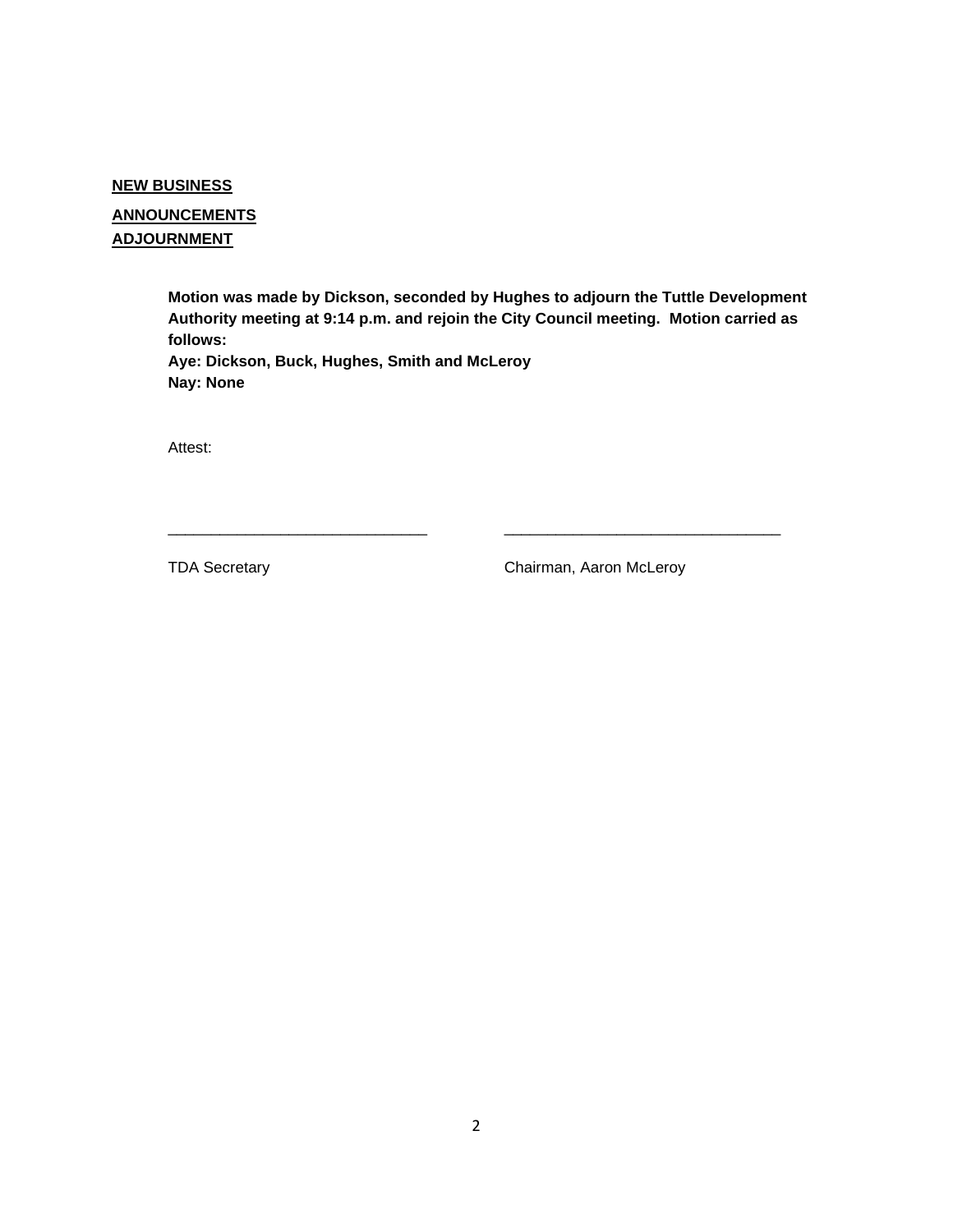**NEW BUSINESS**

**ANNOUNCEMENTS**

**ADJOURNMENT**

**Motion was made by Dickson, seconded by Hughes to adjourn the Tuttle Development Authority meeting at 9:14 p.m. and rejoin the City Council meeting. Motion carried as follows:**
**Aye: Dickson, Buck, Hughes, Smith and McLeroy**
**Nay: None**

Attest:

______________________________ ________________________________

TDA Secretary Chairman, Aaron McLeroy